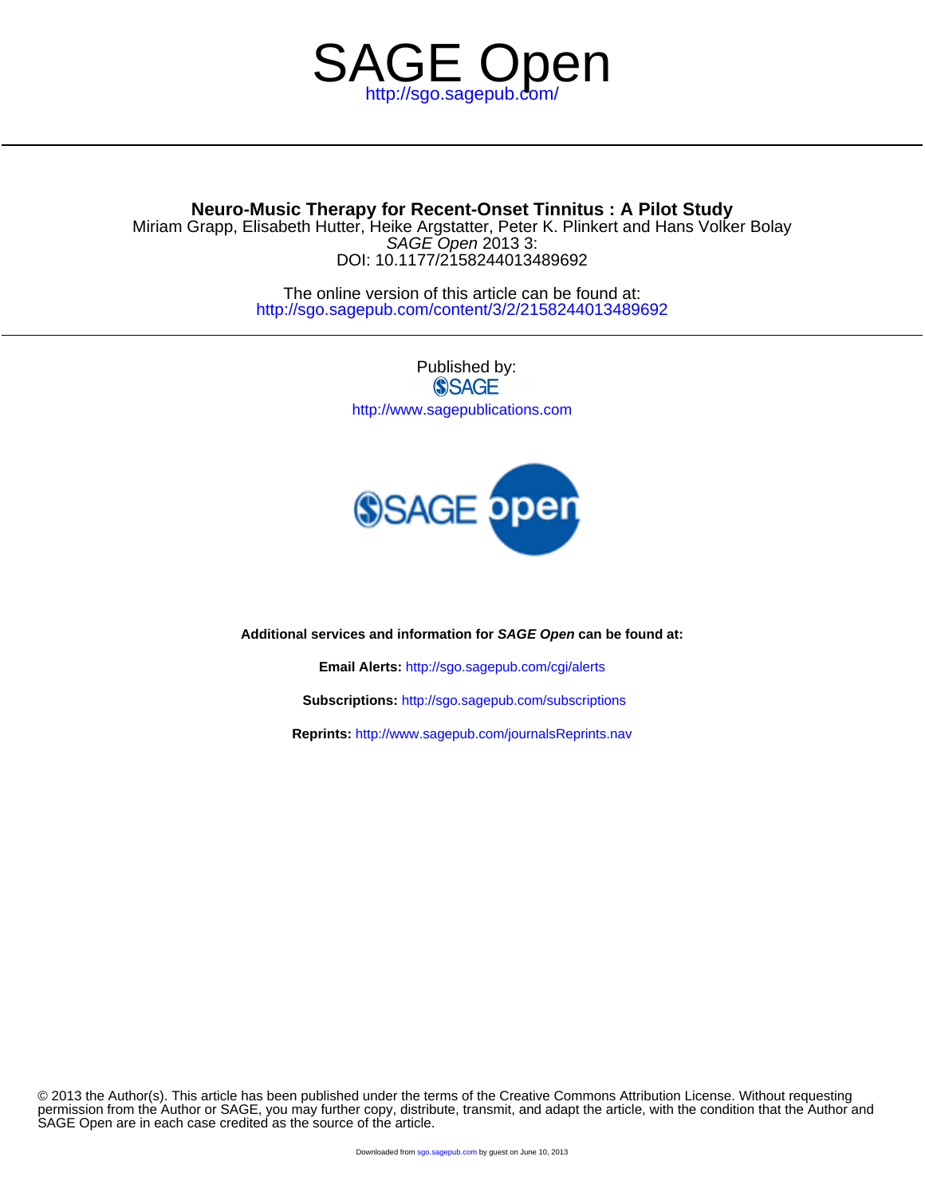# SAGE Open

http://sgo.sagepub.com/

## Neuro-Music Therapy for Recent-Onset Tinnitus : A Pilot Study

Miriam Grapp, Elisabeth Hutter, Heike Argstatter, Peter K. Plinkert and Hans Volker Bolay

*SAGE Open* 2013 3:

DOI: 10.1177/2158244013489692

The online version of this article can be found at:

http://sgo.sagepub.com/content/3/2/2158244013489692

Published by:

SAGE

http://www.sagepublications.com

**Additional services and information for *SAGE Open* can be found at:**

**Email Alerts:** http://sgo.sagepub.com/cgi/alerts

**Subscriptions:** http://sgo.sagepub.com/subscriptions

**Reprints:** http://www.sagepub.com/journalsReprints.nav

© 2013 the Author(s). This article has been published under the terms of the Creative Commons Attribution License. Without requesting permission from the Author or SAGE, you may further copy, distribute, transmit, and adapt the article, with the condition that the Author and SAGE Open are in each case credited as the source of the article.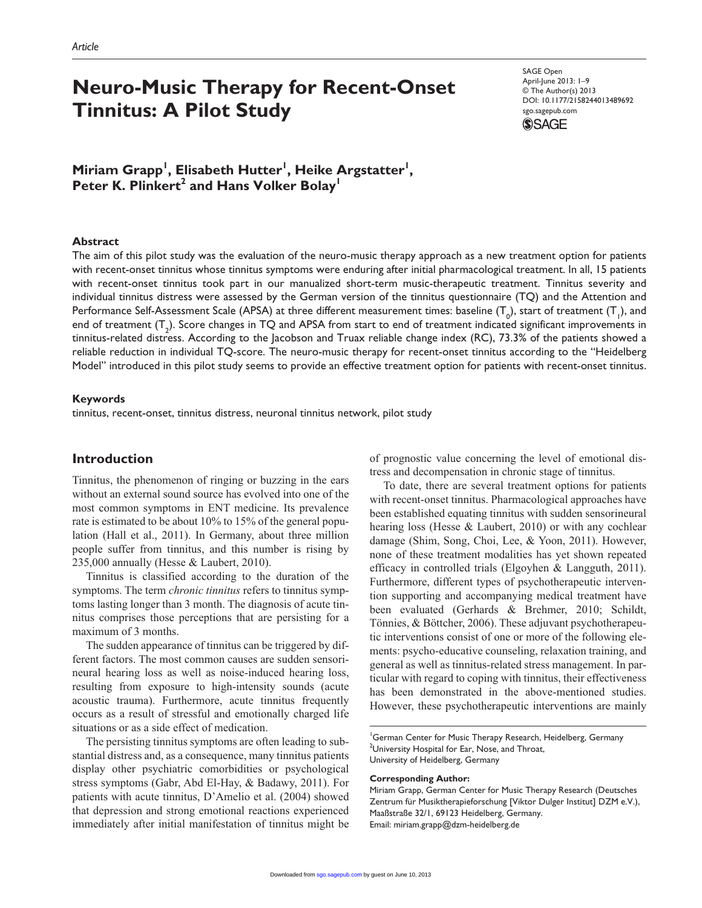# Neuro-Music Therapy for Recent-Onset Tinnitus: A Pilot Study

**Miriam Grapp[1], Elisabeth Hutter[1], Heike Argstatter[1], Peter K. Plinkert[2] and Hans Volker Bolay[1]**

## Abstract

The aim of this pilot study was the evaluation of the neuro-music therapy approach as a new treatment option for patients with recent-onset tinnitus whose tinnitus symptoms were enduring after initial pharmacological treatment. In all, 15 patients with recent-onset tinnitus took part in our manualized short-term music-therapeutic treatment. Tinnitus severity and individual tinnitus distress were assessed by the German version of the tinnitus questionnaire (TQ) and the Attention and Performance Self-Assessment Scale (APSA) at three different measurement times: baseline ($T_0$), start of treatment ($T_1$), and end of treatment ($T_2$). Score changes in TQ and APSA from start to end of treatment indicated significant improvements in tinnitus-related distress. According to the Jacobson and Truax reliable change index (RC), 73.3% of the patients showed a reliable reduction in individual TQ-score. The neuro-music therapy for recent-onset tinnitus according to the "Heidelberg Model" introduced in this pilot study seems to provide an effective treatment option for patients with recent-onset tinnitus.

### Keywords

tinnitus, recent-onset, tinnitus distress, neuronal tinnitus network, pilot study

## Introduction

Tinnitus, the phenomenon of ringing or buzzing in the ears without an external sound source has evolved into one of the most common symptoms in ENT medicine. Its prevalence rate is estimated to be about 10% to 15% of the general population (Hall et al., 2011). In Germany, about three million people suffer from tinnitus, and this number is rising by 235,000 annually (Hesse & Laubert, 2010).

Tinnitus is classified according to the duration of the symptoms. The term *chronic tinnitus* refers to tinnitus symptoms lasting longer than 3 month. The diagnosis of acute tinnitus comprises those perceptions that are persisting for a maximum of 3 months.

The sudden appearance of tinnitus can be triggered by different factors. The most common causes are sudden sensorineural hearing loss as well as noise-induced hearing loss, resulting from exposure to high-intensity sounds (acute acoustic trauma). Furthermore, acute tinnitus frequently occurs as a result of stressful and emotionally charged life situations or as a side effect of medication.

The persisting tinnitus symptoms are often leading to substantial distress and, as a consequence, many tinnitus patients display other psychiatric comorbidities or psychological stress symptoms (Gabr, Abd El-Hay, & Badawy, 2011). For patients with acute tinnitus, D'Amelio et al. (2004) showed that depression and strong emotional reactions experienced immediately after initial manifestation of tinnitus might be of prognostic value concerning the level of emotional distress and decompensation in chronic stage of tinnitus.

To date, there are several treatment options for patients with recent-onset tinnitus. Pharmacological approaches have been established equating tinnitus with sudden sensorineural hearing loss (Hesse & Laubert, 2010) or with any cochlear damage (Shim, Song, Choi, Lee, & Yoon, 2011). However, none of these treatment modalities has yet shown repeated efficacy in controlled trials (Elgoyhen & Langguth, 2011). Furthermore, different types of psychotherapeutic intervention supporting and accompanying medical treatment have been evaluated (Gerhards & Brehmer, 2010; Schildt, Tönnies, & Böttcher, 2006). These adjuvant psychotherapeutic interventions consist of one or more of the following elements: psycho-educative counseling, relaxation training, and general as well as tinnitus-related stress management. In particular with regard to coping with tinnitus, their effectiveness has been demonstrated in the above-mentioned studies. However, these psychotherapeutic interventions are mainly

[1]German Center for Music Therapy Research, Heidelberg, Germany
[2]University Hospital for Ear, Nose, and Throat, University of Heidelberg, Germany

**Corresponding Author:**
Miriam Grapp, German Center for Music Therapy Research (Deutsches Zentrum für Musiktherapieforschung [Viktor Dulger Institut] DZM e.V.), Maaßstraße 32/1, 69123 Heidelberg, Germany.
Email: miriam.grapp@dzm-heidelberg.de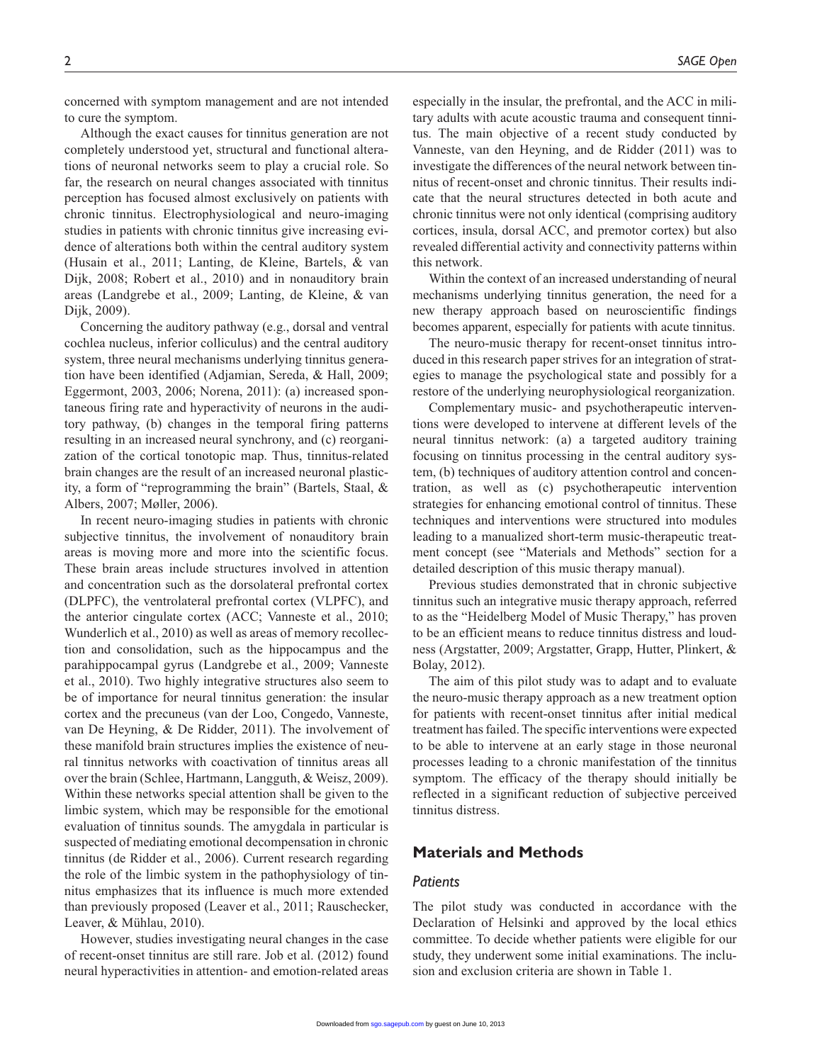concerned with symptom management and are not intended to cure the symptom.

Although the exact causes for tinnitus generation are not completely understood yet, structural and functional alterations of neuronal networks seem to play a crucial role. So far, the research on neural changes associated with tinnitus perception has focused almost exclusively on patients with chronic tinnitus. Electrophysiological and neuro-imaging studies in patients with chronic tinnitus give increasing evidence of alterations both within the central auditory system (Husain et al., 2011; Lanting, de Kleine, Bartels, & van Dijk, 2008; Robert et al., 2010) and in nonauditory brain areas (Landgrebe et al., 2009; Lanting, de Kleine, & van Dijk, 2009).

Concerning the auditory pathway (e.g., dorsal and ventral cochlea nucleus, inferior colliculus) and the central auditory system, three neural mechanisms underlying tinnitus generation have been identified (Adjamian, Sereda, & Hall, 2009; Eggermont, 2003, 2006; Norena, 2011): (a) increased spontaneous firing rate and hyperactivity of neurons in the auditory pathway, (b) changes in the temporal firing patterns resulting in an increased neural synchrony, and (c) reorganization of the cortical tonotopic map. Thus, tinnitus-related brain changes are the result of an increased neuronal plasticity, a form of "reprogramming the brain" (Bartels, Staal, & Albers, 2007; Møller, 2006).

In recent neuro-imaging studies in patients with chronic subjective tinnitus, the involvement of nonauditory brain areas is moving more and more into the scientific focus. These brain areas include structures involved in attention and concentration such as the dorsolateral prefrontal cortex (DLPFC), the ventrolateral prefrontal cortex (VLPFC), and the anterior cingulate cortex (ACC; Vanneste et al., 2010; Wunderlich et al., 2010) as well as areas of memory recollection and consolidation, such as the hippocampus and the parahippocampal gyrus (Landgrebe et al., 2009; Vanneste et al., 2010). Two highly integrative structures also seem to be of importance for neural tinnitus generation: the insular cortex and the precuneus (van der Loo, Congedo, Vanneste, van De Heyning, & De Ridder, 2011). The involvement of these manifold brain structures implies the existence of neural tinnitus networks with coactivation of tinnitus areas all over the brain (Schlee, Hartmann, Langguth, & Weisz, 2009). Within these networks special attention shall be given to the limbic system, which may be responsible for the emotional evaluation of tinnitus sounds. The amygdala in particular is suspected of mediating emotional decompensation in chronic tinnitus (de Ridder et al., 2006). Current research regarding the role of the limbic system in the pathophysiology of tinnitus emphasizes that its influence is much more extended than previously proposed (Leaver et al., 2011; Rauschecker, Leaver, & Mühlau, 2010).

However, studies investigating neural changes in the case of recent-onset tinnitus are still rare. Job et al. (2012) found neural hyperactivities in attention- and emotion-related areas especially in the insular, the prefrontal, and the ACC in military adults with acute acoustic trauma and consequent tinnitus. The main objective of a recent study conducted by Vanneste, van den Heyning, and de Ridder (2011) was to investigate the differences of the neural network between tinnitus of recent-onset and chronic tinnitus. Their results indicate that the neural structures detected in both acute and chronic tinnitus were not only identical (comprising auditory cortices, insula, dorsal ACC, and premotor cortex) but also revealed differential activity and connectivity patterns within this network.

Within the context of an increased understanding of neural mechanisms underlying tinnitus generation, the need for a new therapy approach based on neuroscientific findings becomes apparent, especially for patients with acute tinnitus.

The neuro-music therapy for recent-onset tinnitus introduced in this research paper strives for an integration of strategies to manage the psychological state and possibly for a restore of the underlying neurophysiological reorganization.

Complementary music- and psychotherapeutic interventions were developed to intervene at different levels of the neural tinnitus network: (a) a targeted auditory training focusing on tinnitus processing in the central auditory system, (b) techniques of auditory attention control and concentration, as well as (c) psychotherapeutic intervention strategies for enhancing emotional control of tinnitus. These techniques and interventions were structured into modules leading to a manualized short-term music-therapeutic treatment concept (see "Materials and Methods" section for a detailed description of this music therapy manual).

Previous studies demonstrated that in chronic subjective tinnitus such an integrative music therapy approach, referred to as the "Heidelberg Model of Music Therapy," has proven to be an efficient means to reduce tinnitus distress and loudness (Argstatter, 2009; Argstatter, Grapp, Hutter, Plinkert, & Bolay, 2012).

The aim of this pilot study was to adapt and to evaluate the neuro-music therapy approach as a new treatment option for patients with recent-onset tinnitus after initial medical treatment has failed. The specific interventions were expected to be able to intervene at an early stage in those neuronal processes leading to a chronic manifestation of the tinnitus symptom. The efficacy of the therapy should initially be reflected in a significant reduction of subjective perceived tinnitus distress.

## Materials and Methods

### Patients

The pilot study was conducted in accordance with the Declaration of Helsinki and approved by the local ethics committee. To decide whether patients were eligible for our study, they underwent some initial examinations. The inclusion and exclusion criteria are shown in Table 1.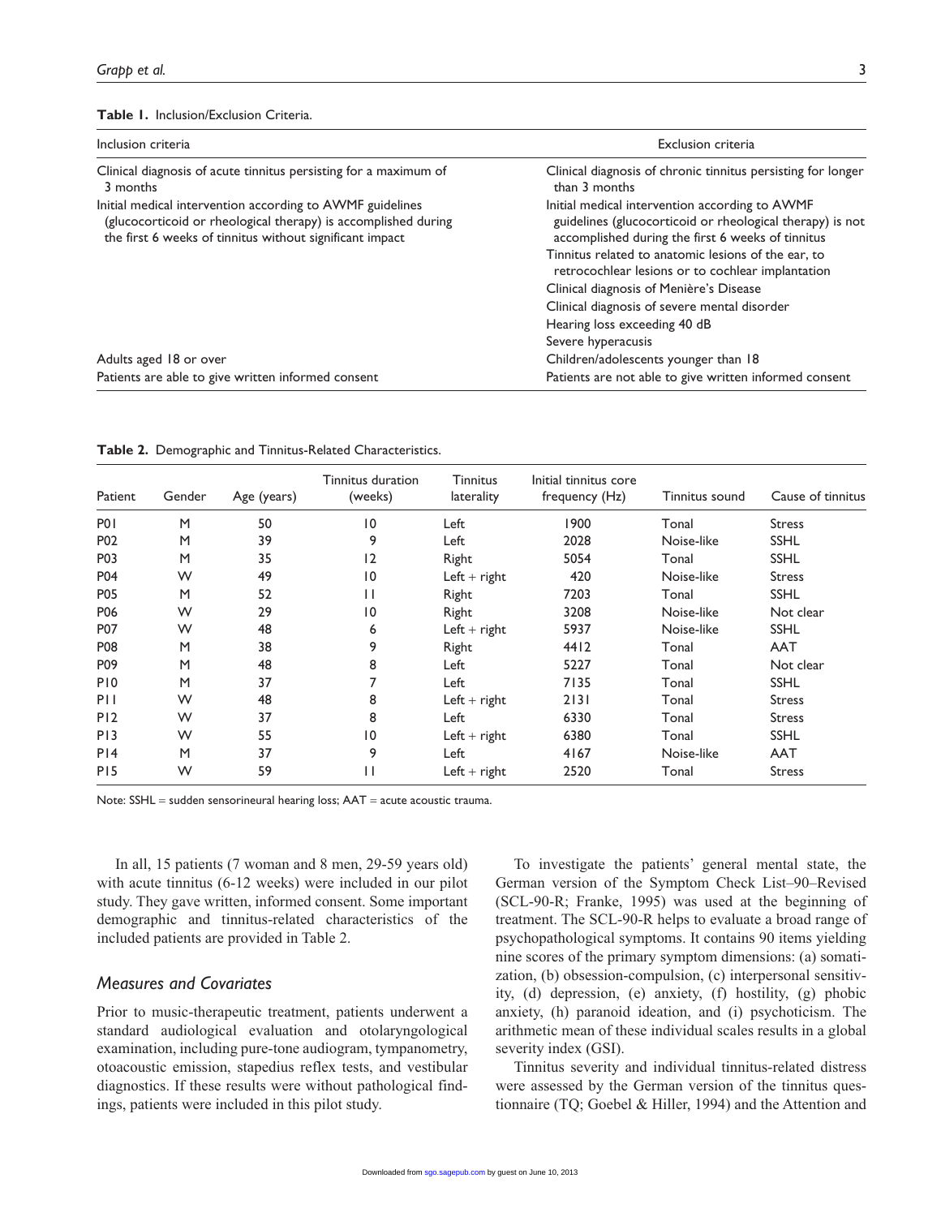**Table 1.** Inclusion/Exclusion Criteria.

| Inclusion criteria | Exclusion criteria |
|---|---|
| Clinical diagnosis of acute tinnitus persisting for a maximum of 3 months | Clinical diagnosis of chronic tinnitus persisting for longer than 3 months |
| Initial medical intervention according to AWMF guidelines (glucocorticoid or rheological therapy) is accomplished during the first 6 weeks of tinnitus without significant impact | Initial medical intervention according to AWMF guidelines (glucocorticoid or rheological therapy) is not accomplished during the first 6 weeks of tinnitus |
| | Tinnitus related to anatomic lesions of the ear, to retrocochlear lesions or to cochlear implantation |
| | Clinical diagnosis of Menière's Disease |
| | Clinical diagnosis of severe mental disorder |
| | Hearing loss exceeding 40 dB |
| | Severe hyperacusis |
| Adults aged 18 or over | Children/adolescents younger than 18 |
| Patients are able to give written informed consent | Patients are not able to give written informed consent |

**Table 2.** Demographic and Tinnitus-Related Characteristics.

| Patient | Gender | Age (years) | Tinnitus duration (weeks) | Tinnitus laterality | Initial tinnitus core frequency (Hz) | Tinnitus sound | Cause of tinnitus |
|---|---|---|---|---|---|---|---|
| P01 | M | 50 | 10 | Left | 1900 | Tonal | Stress |
| P02 | M | 39 | 9 | Left | 2028 | Noise-like | SSHL |
| P03 | M | 35 | 12 | Right | 5054 | Tonal | SSHL |
| P04 | W | 49 | 10 | Left + right | 420 | Noise-like | Stress |
| P05 | M | 52 | 11 | Right | 7203 | Tonal | SSHL |
| P06 | W | 29 | 10 | Right | 3208 | Noise-like | Not clear |
| P07 | W | 48 | 6 | Left + right | 5937 | Noise-like | SSHL |
| P08 | M | 38 | 9 | Right | 4412 | Tonal | AAT |
| P09 | M | 48 | 8 | Left | 5227 | Tonal | Not clear |
| P10 | M | 37 | 7 | Left | 7135 | Tonal | SSHL |
| P11 | W | 48 | 8 | Left + right | 2131 | Tonal | Stress |
| P12 | W | 37 | 8 | Left | 6330 | Tonal | Stress |
| P13 | W | 55 | 10 | Left + right | 6380 | Tonal | SSHL |
| P14 | M | 37 | 9 | Left | 4167 | Noise-like | AAT |
| P15 | W | 59 | 11 | Left + right | 2520 | Tonal | Stress |

Note: SSHL = sudden sensorineural hearing loss; AAT = acute acoustic trauma.

In all, 15 patients (7 woman and 8 men, 29-59 years old) with acute tinnitus (6-12 weeks) were included in our pilot study. They gave written, informed consent. Some important demographic and tinnitus-related characteristics of the included patients are provided in Table 2.

## *Measures and Covariates*

Prior to music-therapeutic treatment, patients underwent a standard audiological evaluation and otolaryngological examination, including pure-tone audiogram, tympanometry, otoacoustic emission, stapedius reflex tests, and vestibular diagnostics. If these results were without pathological findings, patients were included in this pilot study.

To investigate the patients' general mental state, the German version of the Symptom Check List–90–Revised (SCL-90-R; Franke, 1995) was used at the beginning of treatment. The SCL-90-R helps to evaluate a broad range of psychopathological symptoms. It contains 90 items yielding nine scores of the primary symptom dimensions: (a) somatization, (b) obsession-compulsion, (c) interpersonal sensitivity, (d) depression, (e) anxiety, (f) hostility, (g) phobic anxiety, (h) paranoid ideation, and (i) psychoticism. The arithmetic mean of these individual scales results in a global severity index (GSI).

Tinnitus severity and individual tinnitus-related distress were assessed by the German version of the tinnitus questionnaire (TQ; Goebel & Hiller, 1994) and the Attention and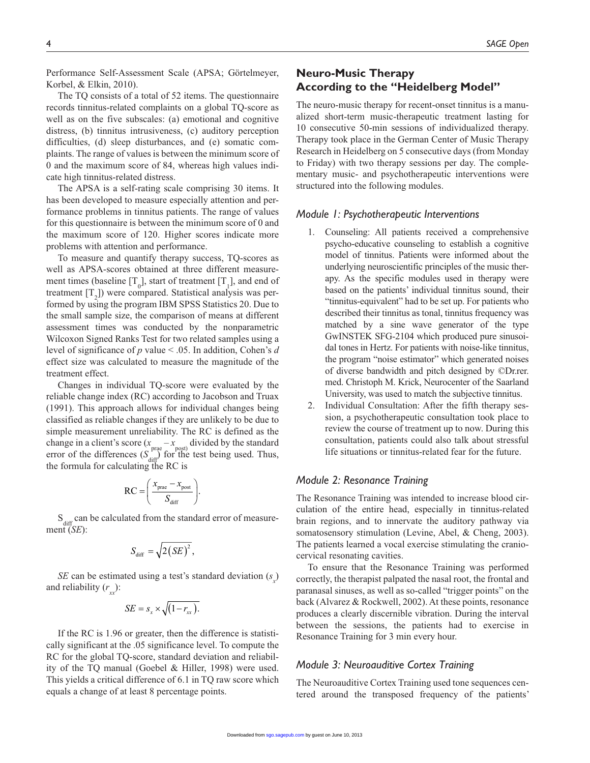Performance Self-Assessment Scale (APSA; Görtelmeyer, Korbel, & Elkin, 2010).

The TQ consists of a total of 52 items. The questionnaire records tinnitus-related complaints on a global TQ-score as well as on the five subscales: (a) emotional and cognitive distress, (b) tinnitus intrusiveness, (c) auditory perception difficulties, (d) sleep disturbances, and (e) somatic complaints. The range of values is between the minimum score of 0 and the maximum score of 84, whereas high values indicate high tinnitus-related distress.

The APSA is a self-rating scale comprising 30 items. It has been developed to measure especially attention and performance problems in tinnitus patients. The range of values for this questionnaire is between the minimum score of 0 and the maximum score of 120. Higher scores indicate more problems with attention and performance.

To measure and quantify therapy success, TQ-scores as well as APSA-scores obtained at three different measurement times (baseline [$T_0$], start of treatment [$T_1$], and end of treatment [$T_2$]) were compared. Statistical analysis was performed by using the program IBM SPSS Statistics 20. Due to the small sample size, the comparison of means at different assessment times was conducted by the nonparametric Wilcoxon Signed Ranks Test for two related samples using a level of significance of $p$ value < .05. In addition, Cohen's $d$ effect size was calculated to measure the magnitude of the treatment effect.

Changes in individual TQ-score were evaluated by the reliable change index (RC) according to Jacobson and Truax (1991). This approach allows for individual changes being classified as reliable changes if they are unlikely to be due to simple measurement unreliability. The RC is defined as the change in a client's score ($x_{\text{prae}} - x_{\text{post}}$) divided by the standard error of the differences ($S_{\text{diff}}$) for the test being used. Thus, the formula for calculating the RC is

$$\text{RC} = \left( \frac{x_{\text{prae}} - x_{\text{post}}}{S_{\text{diff}}} \right).$$

$S_{\text{diff}}$ can be calculated from the standard error of measurement (*SE*):

$$S_{\text{diff}} = \sqrt{2(SE)^2},$$

*SE* can be estimated using a test's standard deviation ($s_x$) and reliability ($r_{xx}$):

$$SE = s_x \times \sqrt{(1 - r_{xx})}.$$

If the RC is 1.96 or greater, then the difference is statistically significant at the .05 significance level. To compute the RC for the global TQ-score, standard deviation and reliability of the TQ manual (Goebel & Hiller, 1998) were used. This yields a critical difference of 6.1 in TQ raw score which equals a change of at least 8 percentage points.

## Neuro-Music Therapy According to the "Heidelberg Model"

The neuro-music therapy for recent-onset tinnitus is a manualized short-term music-therapeutic treatment lasting for 10 consecutive 50-min sessions of individualized therapy. Therapy took place in the German Center of Music Therapy Research in Heidelberg on 5 consecutive days (from Monday to Friday) with two therapy sessions per day. The complementary music- and psychotherapeutic interventions were structured into the following modules.

### *Module 1: Psychotherapeutic Interventions*

1. Counseling: All patients received a comprehensive psycho-educative counseling to establish a cognitive model of tinnitus. Patients were informed about the underlying neuroscientific principles of the music therapy. As the specific modules used in therapy were based on the patients' individual tinnitus sound, their "tinnitus-equivalent" had to be set up. For patients who described their tinnitus as tonal, tinnitus frequency was matched by a sine wave generator of the type GwINSTEK SFG-2104 which produced pure sinusoidal tones in Hertz. For patients with noise-like tinnitus, the program "noise estimator" which generated noises of diverse bandwidth and pitch designed by ©Dr.rer.med. Christoph M. Krick, Neurocenter of the Saarland University, was used to match the subjective tinnitus.
2. Individual Consultation: After the fifth therapy session, a psychotherapeutic consultation took place to review the course of treatment up to now. During this consultation, patients could also talk about stressful life situations or tinnitus-related fear for the future.

### *Module 2: Resonance Training*

The Resonance Training was intended to increase blood circulation of the entire head, especially in tinnitus-related brain regions, and to innervate the auditory pathway via somatosensory stimulation (Levine, Abel, & Cheng, 2003). The patients learned a vocal exercise stimulating the craniocervical resonating cavities.

To ensure that the Resonance Training was performed correctly, the therapist palpated the nasal root, the frontal and paranasal sinuses, as well as so-called "trigger points" on the back (Alvarez & Rockwell, 2002). At these points, resonance produces a clearly discernible vibration. During the interval between the sessions, the patients had to exercise in Resonance Training for 3 min every hour.

### *Module 3: Neuroauditive Cortex Training*

The Neuroauditive Cortex Training used tone sequences centered around the transposed frequency of the patients'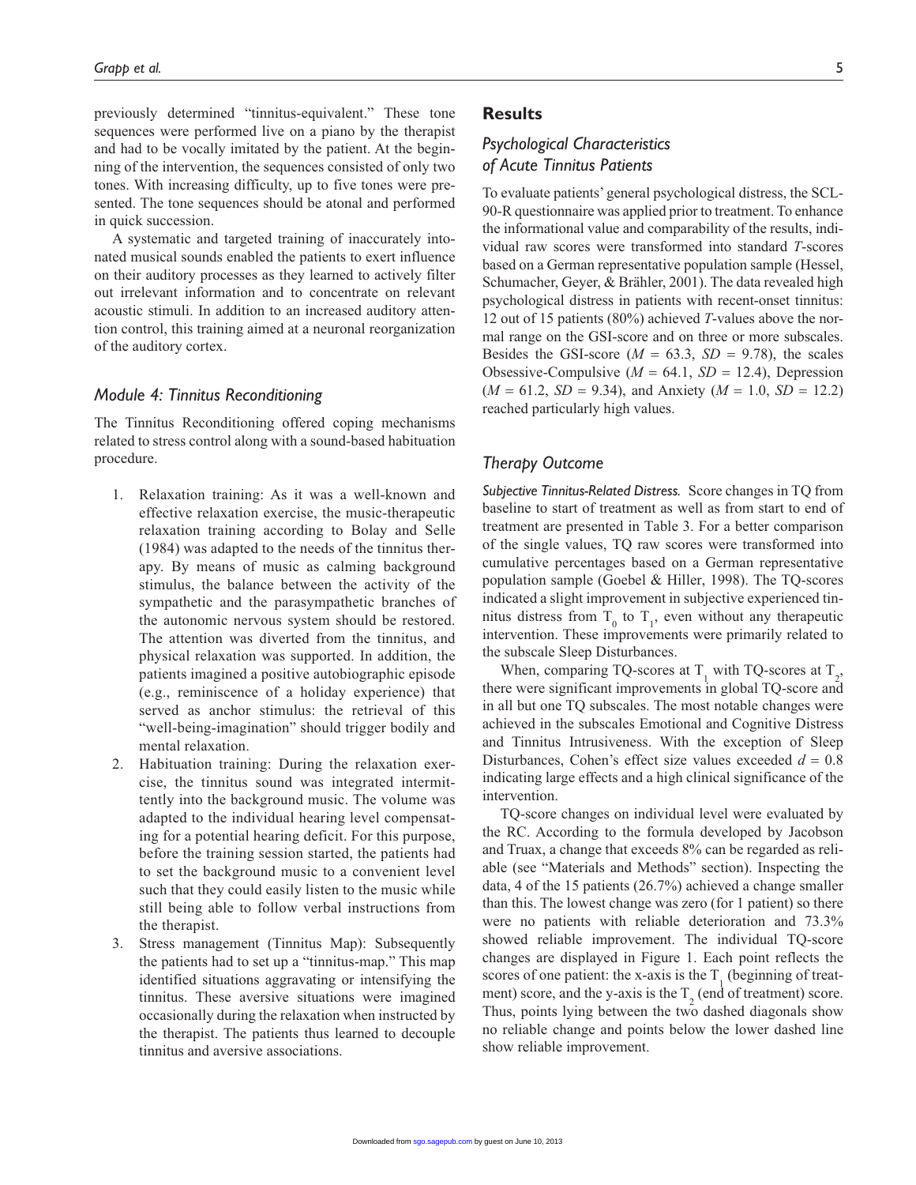previously determined "tinnitus-equivalent." These tone sequences were performed live on a piano by the therapist and had to be vocally imitated by the patient. At the beginning of the intervention, the sequences consisted of only two tones. With increasing difficulty, up to five tones were presented. The tone sequences should be atonal and performed in quick succession.

A systematic and targeted training of inaccurately intonated musical sounds enabled the patients to exert influence on their auditory processes as they learned to actively filter out irrelevant information and to concentrate on relevant acoustic stimuli. In addition to an increased auditory attention control, this training aimed at a neuronal reorganization of the auditory cortex.

### *Module 4: Tinnitus Reconditioning*

The Tinnitus Reconditioning offered coping mechanisms related to stress control along with a sound-based habituation procedure.

1. Relaxation training: As it was a well-known and effective relaxation exercise, the music-therapeutic relaxation training according to Bolay and Selle (1984) was adapted to the needs of the tinnitus therapy. By means of music as calming background stimulus, the balance between the activity of the sympathetic and the parasympathetic branches of the autonomic nervous system should be restored. The attention was diverted from the tinnitus, and physical relaxation was supported. In addition, the patients imagined a positive autobiographic episode (e.g., reminiscence of a holiday experience) that served as anchor stimulus: the retrieval of this "well-being-imagination" should trigger bodily and mental relaxation.
2. Habituation training: During the relaxation exercise, the tinnitus sound was integrated intermittently into the background music. The volume was adapted to the individual hearing level compensating for a potential hearing deficit. For this purpose, before the training session started, the patients had to set the background music to a convenient level such that they could easily listen to the music while still being able to follow verbal instructions from the therapist.
3. Stress management (Tinnitus Map): Subsequently the patients had to set up a "tinnitus-map." This map identified situations aggravating or intensifying the tinnitus. These aversive situations were imagined occasionally during the relaxation when instructed by the therapist. The patients thus learned to decouple tinnitus and aversive associations.

## Results

### *Psychological Characteristics of Acute Tinnitus Patients*

To evaluate patients' general psychological distress, the SCL-90-R questionnaire was applied prior to treatment. To enhance the informational value and comparability of the results, individual raw scores were transformed into standard *T*-scores based on a German representative population sample (Hessel, Schumacher, Geyer, & Brähler, 2001). The data revealed high psychological distress in patients with recent-onset tinnitus: 12 out of 15 patients (80%) achieved *T*-values above the normal range on the GSI-score and on three or more subscales. Besides the GSI-score ($M$ = 63.3, $SD$ = 9.78), the scales Obsessive-Compulsive ($M$ = 64.1, $SD$ = 12.4), Depression ($M$ = 61.2, $SD$ = 9.34), and Anxiety ($M$ = 1.0, $SD$ = 12.2) reached particularly high values.

### *Therapy Outcome*

*Subjective Tinnitus-Related Distress.* Score changes in TQ from baseline to start of treatment as well as from start to end of treatment are presented in Table 3. For a better comparison of the single values, TQ raw scores were transformed into cumulative percentages based on a German representative population sample (Goebel & Hiller, 1998). The TQ-scores indicated a slight improvement in subjective experienced tinnitus distress from $T_0$ to $T_1$, even without any therapeutic intervention. These improvements were primarily related to the subscale Sleep Disturbances.

When, comparing TQ-scores at $T_1$ with TQ-scores at $T_2$, there were significant improvements in global TQ-score and in all but one TQ subscales. The most notable changes were achieved in the subscales Emotional and Cognitive Distress and Tinnitus Intrusiveness. With the exception of Sleep Disturbances, Cohen's effect size values exceeded $d$ = 0.8 indicating large effects and a high clinical significance of the intervention.

TQ-score changes on individual level were evaluated by the RC. According to the formula developed by Jacobson and Truax, a change that exceeds 8% can be regarded as reliable (see "Materials and Methods" section). Inspecting the data, 4 of the 15 patients (26.7%) achieved a change smaller than this. The lowest change was zero (for 1 patient) so there were no patients with reliable deterioration and 73.3% showed reliable improvement. The individual TQ-score changes are displayed in Figure 1. Each point reflects the scores of one patient: the x-axis is the $T_1$ (beginning of treatment) score, and the y-axis is the $T_2$ (end of treatment) score. Thus, points lying between the two dashed diagonals show no reliable change and points below the lower dashed line show reliable improvement.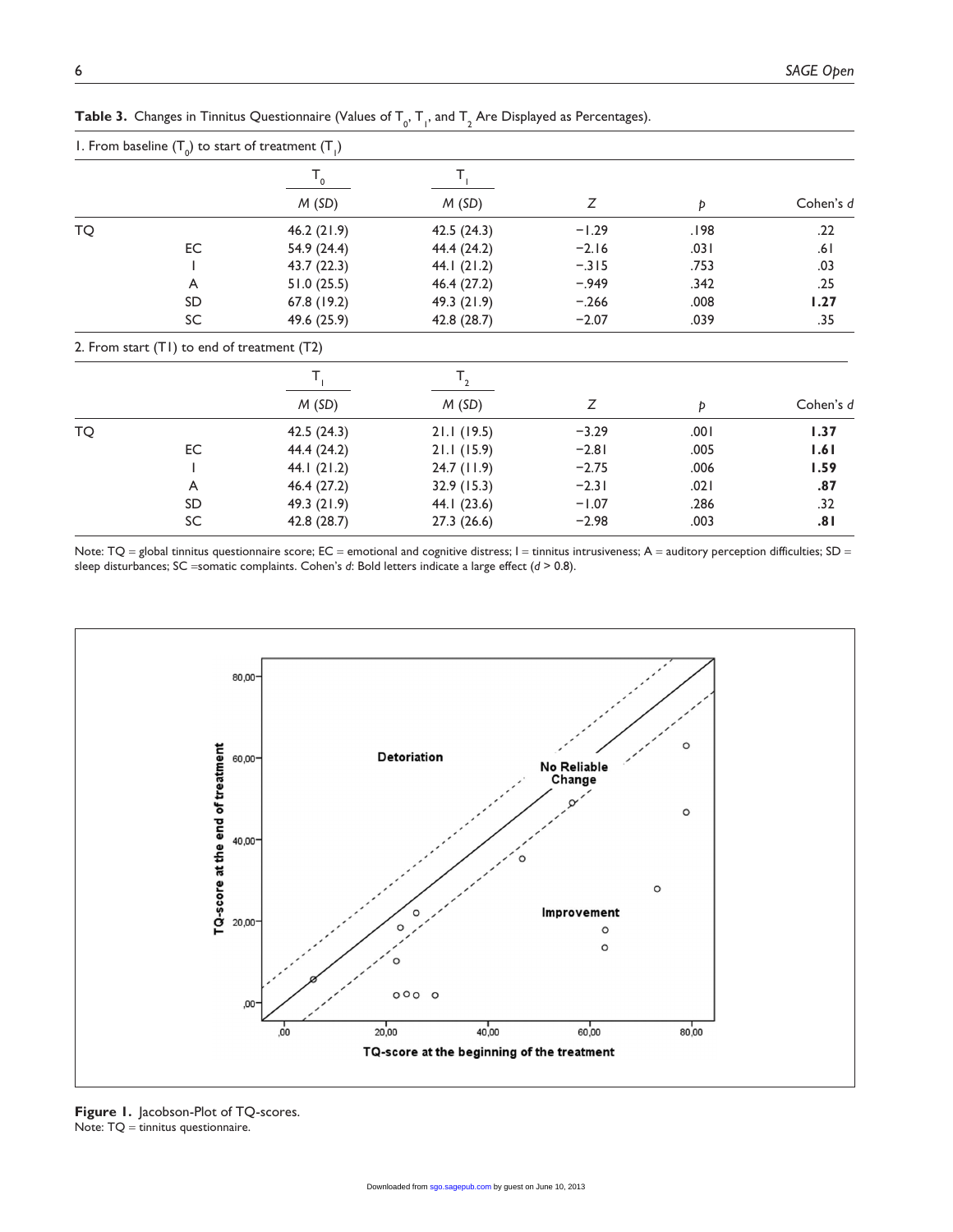**Table 3.** Changes in Tinnitus Questionnaire (Values of $T_0$, $T_1$, and $T_2$ Are Displayed as Percentages).

1. From baseline ($T_0$) to start of treatment ($T_1$)

| | | $T_0$ | $T_1$ | | | |
|---|---|---|---|---|---|---|
| | | *M* (*SD*) | *M* (*SD*) | *Z* | *p* | Cohen's *d* |
| TQ | | 46.2 (21.9) | 42.5 (24.3) | −1.29 | .198 | .22 |
| | EC | 54.9 (24.4) | 44.4 (24.2) | −2.16 | .031 | .61 |
| | I | 43.7 (22.3) | 44.1 (21.2) | −.315 | .753 | .03 |
| | A | 51.0 (25.5) | 46.4 (27.2) | −.949 | .342 | .25 |
| | SD | 67.8 (19.2) | 49.3 (21.9) | −.266 | .008 | **1.27** |
| | SC | 49.6 (25.9) | 42.8 (28.7) | −2.07 | .039 | .35 |

2. From start (T1) to end of treatment (T2)

| | | $T_1$ | $T_2$ | | | |
|---|---|---|---|---|---|---|
| | | *M* (*SD*) | *M* (*SD*) | *Z* | *p* | Cohen's *d* |
| TQ | | 42.5 (24.3) | 21.1 (19.5) | −3.29 | .001 | **1.37** |
| | EC | 44.4 (24.2) | 21.1 (15.9) | −2.81 | .005 | **1.61** |
| | I | 44.1 (21.2) | 24.7 (11.9) | −2.75 | .006 | **1.59** |
| | A | 46.4 (27.2) | 32.9 (15.3) | −2.31 | .021 | **.87** |
| | SD | 49.3 (21.9) | 44.1 (23.6) | −1.07 | .286 | .32 |
| | SC | 42.8 (28.7) | 27.3 (26.6) | −2.98 | .003 | **.81** |

Note: TQ = global tinnitus questionnaire score; EC = emotional and cognitive distress; I = tinnitus intrusiveness; A = auditory perception difficulties; SD = sleep disturbances; SC =somatic complaints. Cohen's *d*: Bold letters indicate a large effect (*d* > 0.8).

**Figure 1.** Jacobson-Plot of TQ-scores.
Note: TQ = tinnitus questionnaire.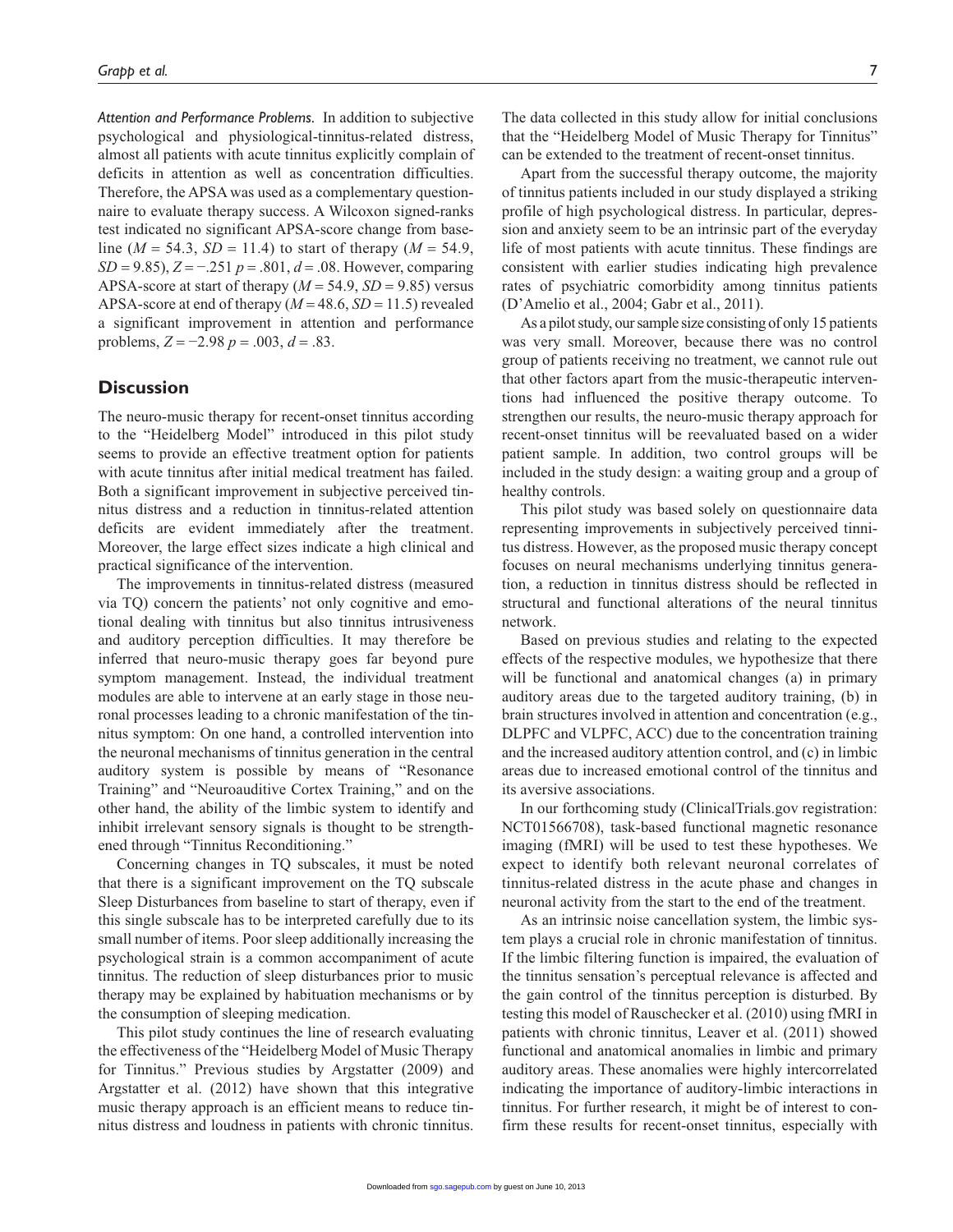*Attention and Performance Problems.* In addition to subjective psychological and physiological-tinnitus-related distress, almost all patients with acute tinnitus explicitly complain of deficits in attention as well as concentration difficulties. Therefore, the APSA was used as a complementary questionnaire to evaluate therapy success. A Wilcoxon signed-ranks test indicated no significant APSA-score change from baseline ($M$ = 54.3, $SD$ = 11.4) to start of therapy ($M$ = 54.9, $SD$ = 9.85), $Z$ = −.251 $p$ = .801, $d$ = .08. However, comparing APSA-score at start of therapy ($M$ = 54.9, $SD$ = 9.85) versus APSA-score at end of therapy ($M$ = 48.6, $SD$ = 11.5) revealed a significant improvement in attention and performance problems, $Z$ = −2.98 $p$ = .003, $d$ = .83.

## Discussion

The neuro-music therapy for recent-onset tinnitus according to the "Heidelberg Model" introduced in this pilot study seems to provide an effective treatment option for patients with acute tinnitus after initial medical treatment has failed. Both a significant improvement in subjective perceived tinnitus distress and a reduction in tinnitus-related attention deficits are evident immediately after the treatment. Moreover, the large effect sizes indicate a high clinical and practical significance of the intervention.

The improvements in tinnitus-related distress (measured via TQ) concern the patients' not only cognitive and emotional dealing with tinnitus but also tinnitus intrusiveness and auditory perception difficulties. It may therefore be inferred that neuro-music therapy goes far beyond pure symptom management. Instead, the individual treatment modules are able to intervene at an early stage in those neuronal processes leading to a chronic manifestation of the tinnitus symptom: On one hand, a controlled intervention into the neuronal mechanisms of tinnitus generation in the central auditory system is possible by means of "Resonance Training" and "Neuroauditive Cortex Training," and on the other hand, the ability of the limbic system to identify and inhibit irrelevant sensory signals is thought to be strengthened through "Tinnitus Reconditioning."

Concerning changes in TQ subscales, it must be noted that there is a significant improvement on the TQ subscale Sleep Disturbances from baseline to start of therapy, even if this single subscale has to be interpreted carefully due to its small number of items. Poor sleep additionally increasing the psychological strain is a common accompaniment of acute tinnitus. The reduction of sleep disturbances prior to music therapy may be explained by habituation mechanisms or by the consumption of sleeping medication.

This pilot study continues the line of research evaluating the effectiveness of the "Heidelberg Model of Music Therapy for Tinnitus." Previous studies by Argstatter (2009) and Argstatter et al. (2012) have shown that this integrative music therapy approach is an efficient means to reduce tinnitus distress and loudness in patients with chronic tinnitus. The data collected in this study allow for initial conclusions that the "Heidelberg Model of Music Therapy for Tinnitus" can be extended to the treatment of recent-onset tinnitus.

Apart from the successful therapy outcome, the majority of tinnitus patients included in our study displayed a striking profile of high psychological distress. In particular, depression and anxiety seem to be an intrinsic part of the everyday life of most patients with acute tinnitus. These findings are consistent with earlier studies indicating high prevalence rates of psychiatric comorbidity among tinnitus patients (D'Amelio et al., 2004; Gabr et al., 2011).

As a pilot study, our sample size consisting of only 15 patients was very small. Moreover, because there was no control group of patients receiving no treatment, we cannot rule out that other factors apart from the music-therapeutic interventions had influenced the positive therapy outcome. To strengthen our results, the neuro-music therapy approach for recent-onset tinnitus will be reevaluated based on a wider patient sample. In addition, two control groups will be included in the study design: a waiting group and a group of healthy controls.

This pilot study was based solely on questionnaire data representing improvements in subjectively perceived tinnitus distress. However, as the proposed music therapy concept focuses on neural mechanisms underlying tinnitus generation, a reduction in tinnitus distress should be reflected in structural and functional alterations of the neural tinnitus network.

Based on previous studies and relating to the expected effects of the respective modules, we hypothesize that there will be functional and anatomical changes (a) in primary auditory areas due to the targeted auditory training, (b) in brain structures involved in attention and concentration (e.g., DLPFC and VLPFC, ACC) due to the concentration training and the increased auditory attention control, and (c) in limbic areas due to increased emotional control of the tinnitus and its aversive associations.

In our forthcoming study (ClinicalTrials.gov registration: NCT01566708), task-based functional magnetic resonance imaging (fMRI) will be used to test these hypotheses. We expect to identify both relevant neuronal correlates of tinnitus-related distress in the acute phase and changes in neuronal activity from the start to the end of the treatment.

As an intrinsic noise cancellation system, the limbic system plays a crucial role in chronic manifestation of tinnitus. If the limbic filtering function is impaired, the evaluation of the tinnitus sensation's perceptual relevance is affected and the gain control of the tinnitus perception is disturbed. By testing this model of Rauschecker et al. (2010) using fMRI in patients with chronic tinnitus, Leaver et al. (2011) showed functional and anatomical anomalies in limbic and primary auditory areas. These anomalies were highly intercorrelated indicating the importance of auditory-limbic interactions in tinnitus. For further research, it might be of interest to confirm these results for recent-onset tinnitus, especially with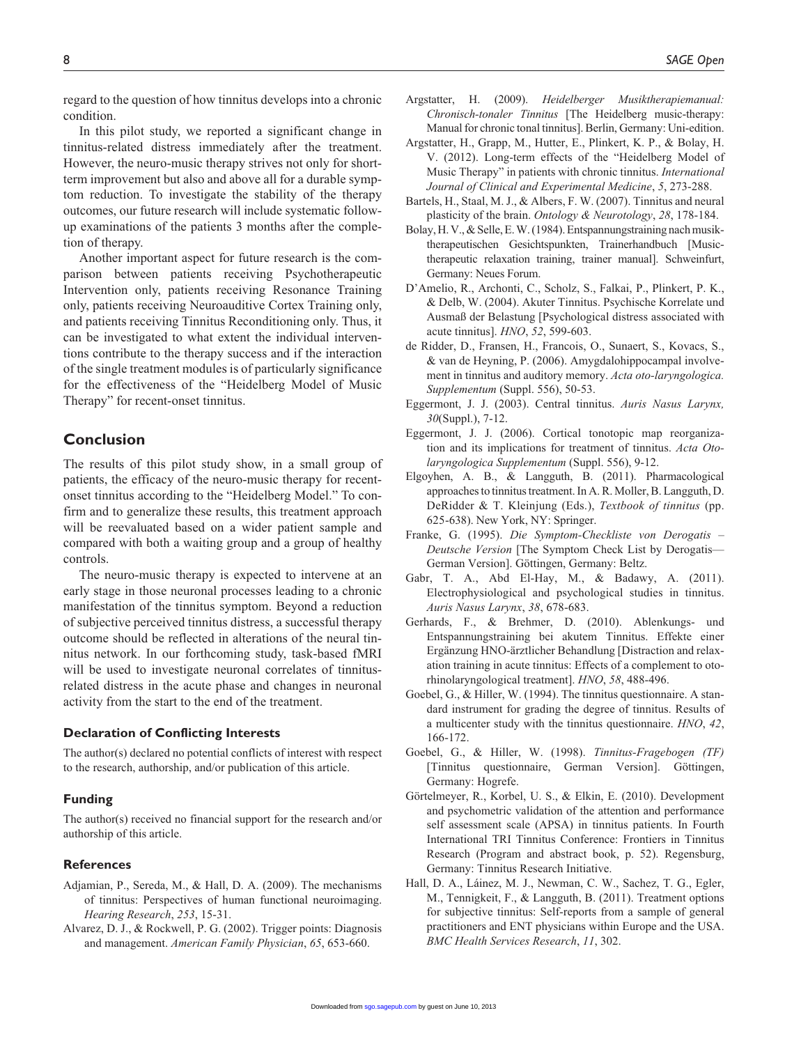regard to the question of how tinnitus develops into a chronic condition.

In this pilot study, we reported a significant change in tinnitus-related distress immediately after the treatment. However, the neuro-music therapy strives not only for short-term improvement but also and above all for a durable symptom reduction. To investigate the stability of the therapy outcomes, our future research will include systematic follow-up examinations of the patients 3 months after the completion of therapy.

Another important aspect for future research is the comparison between patients receiving Psychotherapeutic Intervention only, patients receiving Resonance Training only, patients receiving Neuroauditive Cortex Training only, and patients receiving Tinnitus Reconditioning only. Thus, it can be investigated to what extent the individual interventions contribute to the therapy success and if the interaction of the single treatment modules is of particularly significance for the effectiveness of the "Heidelberg Model of Music Therapy" for recent-onset tinnitus.

## Conclusion

The results of this pilot study show, in a small group of patients, the efficacy of the neuro-music therapy for recent-onset tinnitus according to the "Heidelberg Model." To confirm and to generalize these results, this treatment approach will be reevaluated based on a wider patient sample and compared with both a waiting group and a group of healthy controls.

The neuro-music therapy is expected to intervene at an early stage in those neuronal processes leading to a chronic manifestation of the tinnitus symptom. Beyond a reduction of subjective perceived tinnitus distress, a successful therapy outcome should be reflected in alterations of the neural tinnitus network. In our forthcoming study, task-based fMRI will be used to investigate neuronal correlates of tinnitus-related distress in the acute phase and changes in neuronal activity from the start to the end of the treatment.

### Declaration of Conflicting Interests

The author(s) declared no potential conflicts of interest with respect to the research, authorship, and/or publication of this article.

### Funding

The author(s) received no financial support for the research and/or authorship of this article.

### References

Adjamian, P., Sereda, M., & Hall, D. A. (2009). The mechanisms of tinnitus: Perspectives of human functional neuroimaging. *Hearing Research*, *253*, 15-31.

Alvarez, D. J., & Rockwell, P. G. (2002). Trigger points: Diagnosis and management. *American Family Physician*, *65*, 653-660.

Argstatter, H. (2009). *Heidelberger Musiktherapiemanual: Chronisch-tonaler Tinnitus* [The Heidelberg music-therapy: Manual for chronic tonal tinnitus]. Berlin, Germany: Uni-edition.

Argstatter, H., Grapp, M., Hutter, E., Plinkert, K. P., & Bolay, H. V. (2012). Long-term effects of the "Heidelberg Model of Music Therapy" in patients with chronic tinnitus. *International Journal of Clinical and Experimental Medicine*, *5*, 273-288.

Bartels, H., Staal, M. J., & Albers, F. W. (2007). Tinnitus and neural plasticity of the brain. *Ontology & Neurotology*, *28*, 178-184.

Bolay, H. V., & Selle, E. W. (1984). Entspannungstraining nach musiktherapeutischen Gesichtspunkten, Trainerhandbuch [Music-therapeutic relaxation training, trainer manual]. Schweinfurt, Germany: Neues Forum.

D'Amelio, R., Archonti, C., Scholz, S., Falkai, P., Plinkert, P. K., & Delb, W. (2004). Akuter Tinnitus. Psychische Korrelate und Ausmaß der Belastung [Psychological distress associated with acute tinnitus]. *HNO*, *52*, 599-603.

de Ridder, D., Fransen, H., Francois, O., Sunaert, S., Kovacs, S., & van de Heyning, P. (2006). Amygdalohippocampal involvement in tinnitus and auditory memory. *Acta oto-laryngologica. Supplementum* (Suppl. 556), 50-53.

Eggermont, J. J. (2003). Central tinnitus. *Auris Nasus Larynx, 30*(Suppl.), 7-12.

Eggermont, J. J. (2006). Cortical tonotopic map reorganization and its implications for treatment of tinnitus. *Acta Otolaryngologica Supplementum* (Suppl. 556), 9-12.

Elgoyhen, A. B., & Langguth, B. (2011). Pharmacological approaches to tinnitus treatment. In A. R. Moller, B. Langguth, D. DeRidder & T. Kleinjung (Eds.), *Textbook of tinnitus* (pp. 625-638). New York, NY: Springer.

Franke, G. (1995). *Die Symptom-Checkliste von Derogatis – Deutsche Version* [The Symptom Check List by Derogatis—German Version]. Göttingen, Germany: Beltz.

Gabr, T. A., Abd El-Hay, M., & Badawy, A. (2011). Electrophysiological and psychological studies in tinnitus. *Auris Nasus Larynx*, *38*, 678-683.

Gerhards, F., & Brehmer, D. (2010). Ablenkungs- und Entspannungstraining bei akutem Tinnitus. Effekte einer Ergänzung HNO-ärztlicher Behandlung [Distraction and relaxation training in acute tinnitus: Effects of a complement to otorhinolaryngological treatment]. *HNO*, *58*, 488-496.

Goebel, G., & Hiller, W. (1994). The tinnitus questionnaire. A standard instrument for grading the degree of tinnitus. Results of a multicenter study with the tinnitus questionnaire. *HNO*, *42*, 166-172.

Goebel, G., & Hiller, W. (1998). *Tinnitus-Fragebogen (TF)* [Tinnitus questionnaire, German Version]. Göttingen, Germany: Hogrefe.

Görtelmeyer, R., Korbel, U. S., & Elkin, E. (2010). Development and psychometric validation of the attention and performance self assessment scale (APSA) in tinnitus patients. In Fourth International TRI Tinnitus Conference: Frontiers in Tinnitus Research (Program and abstract book, p. 52). Regensburg, Germany: Tinnitus Research Initiative.

Hall, D. A., Láinez, M. J., Newman, C. W., Sachez, T. G., Egler, M., Tennigkeit, F., & Langguth, B. (2011). Treatment options for subjective tinnitus: Self-reports from a sample of general practitioners and ENT physicians within Europe and the USA. *BMC Health Services Research*, *11*, 302.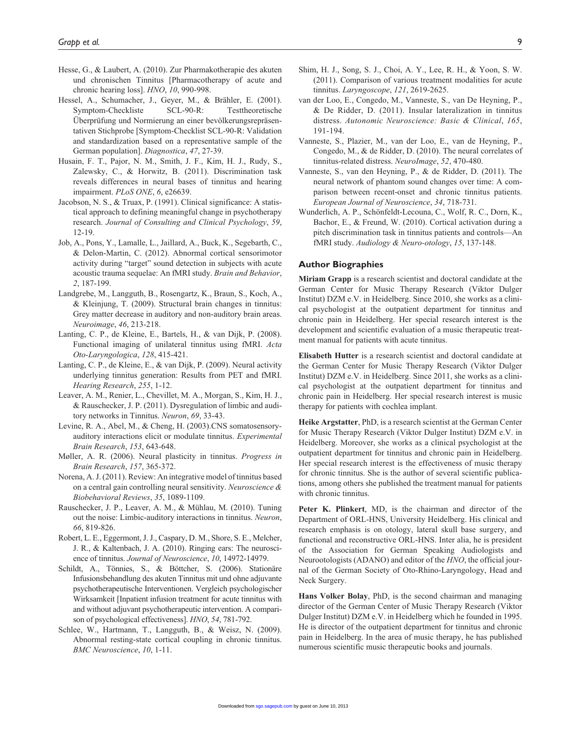Hesse, G., & Laubert, A. (2010). Zur Pharmakotherapie des akuten und chronischen Tinnitus [Pharmacotherapy of acute and chronic hearing loss]. *HNO*, *10*, 990-998.

Hessel, A., Schumacher, J., Geyer, M., & Brähler, E. (2001). Symptom-Checkliste SCL-90-R: Testtheoretische Überprüfung und Normierung an einer bevölkerungsrepräsentativen Stichprobe [Symptom-Checklist SCL-90-R: Validation and standardization based on a representative sample of the German population]. *Diagnostica*, *47*, 27-39.

Husain, F. T., Pajor, N. M., Smith, J. F., Kim, H. J., Rudy, S., Zalewsky, C., & Horwitz, B. (2011). Discrimination task reveals differences in neural bases of tinnitus and hearing impairment. *PLoS ONE*, *6*, e26639.

Jacobson, N. S., & Truax, P. (1991). Clinical significance: A statistical approach to defining meaningful change in psychotherapy research. *Journal of Consulting and Clinical Psychology*, *59*, 12-19.

Job, A., Pons, Y., Lamalle, L., Jaillard, A., Buck, K., Segebarth, C., & Delon-Martin, C. (2012). Abnormal cortical sensorimotor activity during "target" sound detection in subjects with acute acoustic trauma sequelae: An fMRI study. *Brain and Behavior*, *2*, 187-199.

Landgrebe, M., Langguth, B., Rosengartz, K., Braun, S., Koch, A., & Kleinjung, T. (2009). Structural brain changes in tinnitus: Grey matter decrease in auditory and non-auditory brain areas. *Neuroimage*, *46*, 213-218.

Lanting, C. P., de Kleine, E., Bartels, H., & van Dijk, P. (2008). Functional imaging of unilateral tinnitus using fMRI. *Acta Oto-Laryngologica*, *128*, 415-421.

Lanting, C. P., de Kleine, E., & van Dijk, P. (2009). Neural activity underlying tinnitus generation: Results from PET and fMRI. *Hearing Research*, *255*, 1-12.

Leaver, A. M., Renier, L., Chevillet, M. A., Morgan, S., Kim, H. J., & Rauschecker, J. P. (2011). Dysregulation of limbic and auditory networks in Tinnitus. *Neuron*, *69*, 33-43.

Levine, R. A., Abel, M., & Cheng, H. (2003).CNS somatosensory-auditory interactions elicit or modulate tinnitus. *Experimental Brain Research*, *153*, 643-648.

Møller, A. R. (2006). Neural plasticity in tinnitus. *Progress in Brain Research*, *157*, 365-372.

Norena, A. J. (2011). Review: An integrative model of tinnitus based on a central gain controlling neural sensitivity. *Neuroscience & Biobehavioral Reviews*, *35*, 1089-1109.

Rauschecker, J. P., Leaver, A. M., & Mühlau, M. (2010). Tuning out the noise: Limbic-auditory interactions in tinnitus. *Neuron*, *66*, 819-826.

Robert, L. E., Eggermont, J. J., Caspary, D. M., Shore, S. E., Melcher, J. R., & Kaltenbach, J. A. (2010). Ringing ears: The neuroscience of tinnitus. *Journal of Neuroscience*, *10*, 14972-14979.

Schildt, A., Tönnies, S., & Böttcher, S. (2006). Stationäre Infusionsbehandlung des akuten Tinnitus mit und ohne adjuvante psychotherapeutische Interventionen. Vergleich psychologischer Wirksamkeit [Inpatient infusion treatment for acute tinnitus with and without adjuvant psychotherapeutic intervention. A comparison of psychological effectiveness]. *HNO*, *54*, 781-792.

Schlee, W., Hartmann, T., Langguth, B., & Weisz, N. (2009). Abnormal resting-state cortical coupling in chronic tinnitus. *BMC Neuroscience*, *10*, 1-11.

Shim, H. J., Song, S. J., Choi, A. Y., Lee, R. H., & Yoon, S. W. (2011). Comparison of various treatment modalities for acute tinnitus. *Laryngoscope*, *121*, 2619-2625.

van der Loo, E., Congedo, M., Vanneste, S., van De Heyning, P., & De Ridder, D. (2011). Insular lateralization in tinnitus distress. *Autonomic Neuroscience: Basic & Clinical*, *165*, 191-194.

Vanneste, S., Plazier, M., van der Loo, E., van de Heyning, P., Congedo, M., & de Ridder, D. (2010). The neural correlates of tinnitus-related distress. *NeuroImage*, *52*, 470-480.

Vanneste, S., van den Heyning, P., & de Ridder, D. (2011). The neural network of phantom sound changes over time: A comparison between recent-onset and chronic tinnitus patients. *European Journal of Neuroscience*, *34*, 718-731.

Wunderlich, A. P., Schönfeldt-Lecouna, C., Wolf, R. C., Dorn, K., Bachor, E., & Freund, W. (2010). Cortical activation during a pitch discrimination task in tinnitus patients and controls—An fMRI study. *Audiology & Neuro-otology*, *15*, 137-148.

## Author Biographies

**Miriam Grapp** is a research scientist and doctoral candidate at the German Center for Music Therapy Research (Viktor Dulger Institut) DZM e.V. in Heidelberg. Since 2010, she works as a clinical psychologist at the outpatient department for tinnitus and chronic pain in Heidelberg. Her special research interest is the development and scientific evaluation of a music therapeutic treatment manual for patients with acute tinnitus.

**Elisabeth Hutter** is a research scientist and doctoral candidate at the German Center for Music Therapy Research (Viktor Dulger Institut) DZM e.V. in Heidelberg. Since 2011, she works as a clinical psychologist at the outpatient department for tinnitus and chronic pain in Heidelberg. Her special research interest is music therapy for patients with cochlea implant.

**Heike Argstatter**, PhD, is a research scientist at the German Center for Music Therapy Research (Viktor Dulger Institut) DZM e.V. in Heidelberg. Moreover, she works as a clinical psychologist at the outpatient department for tinnitus and chronic pain in Heidelberg. Her special research interest is the effectiveness of music therapy for chronic tinnitus. She is the author of several scientific publications, among others she published the treatment manual for patients with chronic tinnitus.

**Peter K. Plinkert**, MD, is the chairman and director of the Department of ORL-HNS, University Heidelberg. His clinical and research emphasis is on otology, lateral skull base surgery, and functional and reconstructive ORL-HNS. Inter alia, he is president of the Association for German Speaking Audiologists and Neurootologists (ADANO) and editor of the *HNO*, the official journal of the German Society of Oto-Rhino-Laryngology, Head and Neck Surgery.

**Hans Volker Bolay**, PhD, is the second chairman and managing director of the German Center of Music Therapy Research (Viktor Dulger Institut) DZM e.V. in Heidelberg which he founded in 1995. He is director of the outpatient department for tinnitus and chronic pain in Heidelberg. In the area of music therapy, he has published numerous scientific music therapeutic books and journals.